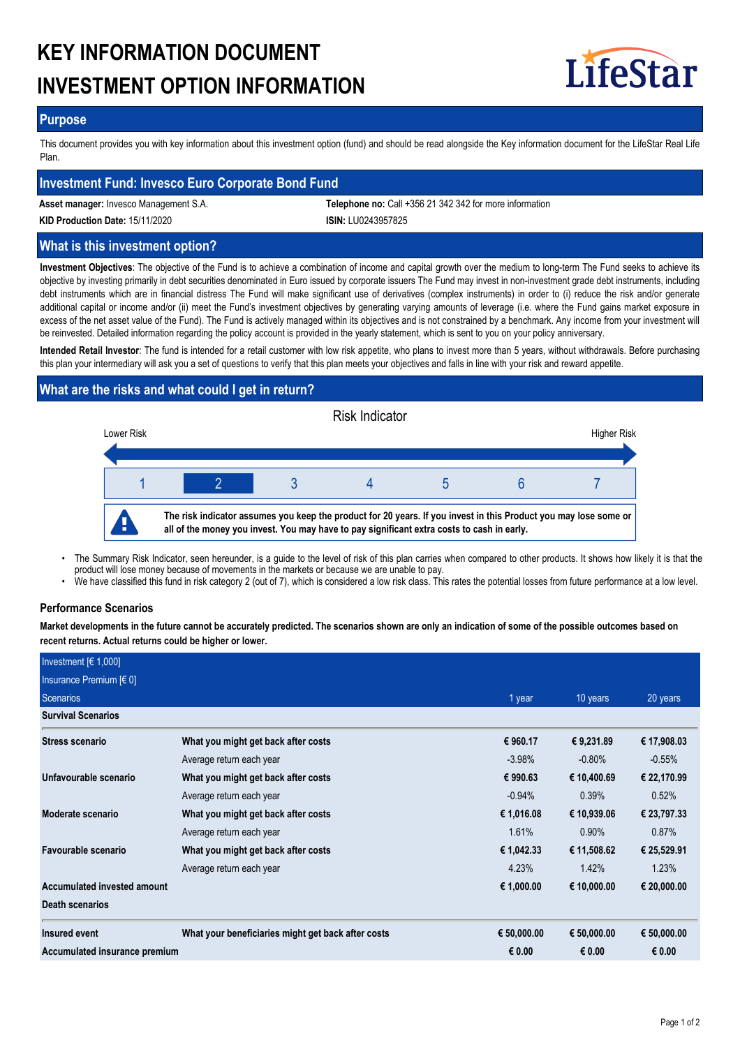# KEY INFORMATION DOCUMENT
# INVESTMENT OPTION INFORMATION

LifeStar

## Purpose

This document provides you with key information about this investment option (fund) and should be read alongside the Key information document for the LifeStar Real Life Plan.

## Investment Fund: Invesco Euro Corporate Bond Fund

**Asset manager:** Invesco Management S.A.

**Telephone no:** Call +356 21 342 342 for more information

**KID Production Date:** 15/11/2020

**ISIN:** LU0243957825

## What is this investment option?

**Investment Objectives**: The objective of the Fund is to achieve a combination of income and capital growth over the medium to long-term The Fund seeks to achieve its objective by investing primarily in debt securities denominated in Euro issued by corporate issuers The Fund may invest in non-investment grade debt instruments, including debt instruments which are in financial distress The Fund will make significant use of derivatives (complex instruments) in order to (i) reduce the risk and/or generate additional capital or income and/or (ii) meet the Fund's investment objectives by generating varying amounts of leverage (i.e. where the Fund gains market exposure in excess of the net asset value of the Fund). The Fund is actively managed within its objectives and is not constrained by a benchmark. Any income from your investment will be reinvested. Detailed information regarding the policy account is provided in the yearly statement, which is sent to you on your policy anniversary.

**Intended Retail Investor**: The fund is intended for a retail customer with low risk appetite, who plans to invest more than 5 years, without withdrawals. Before purchasing this plan your intermediary will ask you a set of questions to verify that this plan meets your objectives and falls in line with your risk and reward appetite.

## What are the risks and what could I get in return?

Risk Indicator

Lower Risk — Higher Risk

| 1 | **2** | 3 | 4 | 5 | 6 | 7 |
|---|---|---|---|---|---|---|

**The risk indicator assumes you keep the product for 20 years. If you invest in this Product you may lose some or all of the money you invest. You may have to pay significant extra costs to cash in early.**

- The Summary Risk Indicator, seen hereunder, is a guide to the level of risk of this plan carries when compared to other products. It shows how likely it is that the product will lose money because of movements in the markets or because we are unable to pay.
- We have classified this fund in risk category 2 (out of 7), which is considered a low risk class. This rates the potential losses from future performance at a low level.

### Performance Scenarios

**Market developments in the future cannot be accurately predicted. The scenarios shown are only an indication of some of the possible outcomes based on recent returns. Actual returns could be higher or lower.**

| Investment [€ 1,000] | | | | |
|---|---|---|---|---|
| Insurance Premium [€ 0] | | | | |
| Scenarios | | 1 year | 10 years | 20 years |
| **Survival Scenarios** | | | | |
| **Stress scenario** | **What you might get back after costs** | **€ 960.17** | **€ 9,231.89** | **€ 17,908.03** |
| | Average return each year | -3.98% | -0.80% | -0.55% |
| **Unfavourable scenario** | **What you might get back after costs** | **€ 990.63** | **€ 10,400.69** | **€ 22,170.99** |
| | Average return each year | -0.94% | 0.39% | 0.52% |
| **Moderate scenario** | **What you might get back after costs** | **€ 1,016.08** | **€ 10,939.06** | **€ 23,797.33** |
| | Average return each year | 1.61% | 0.90% | 0.87% |
| **Favourable scenario** | **What you might get back after costs** | **€ 1,042.33** | **€ 11,508.62** | **€ 25,529.91** |
| | Average return each year | 4.23% | 1.42% | 1.23% |
| **Accumulated invested amount** | | **€ 1,000.00** | **€ 10,000.00** | **€ 20,000.00** |
| **Death scenarios** | | | | |
| **Insured event** | **What your beneficiaries might get back after costs** | **€ 50,000.00** | **€ 50,000.00** | **€ 50,000.00** |
| **Accumulated insurance premium** | | **€ 0.00** | **€ 0.00** | **€ 0.00** |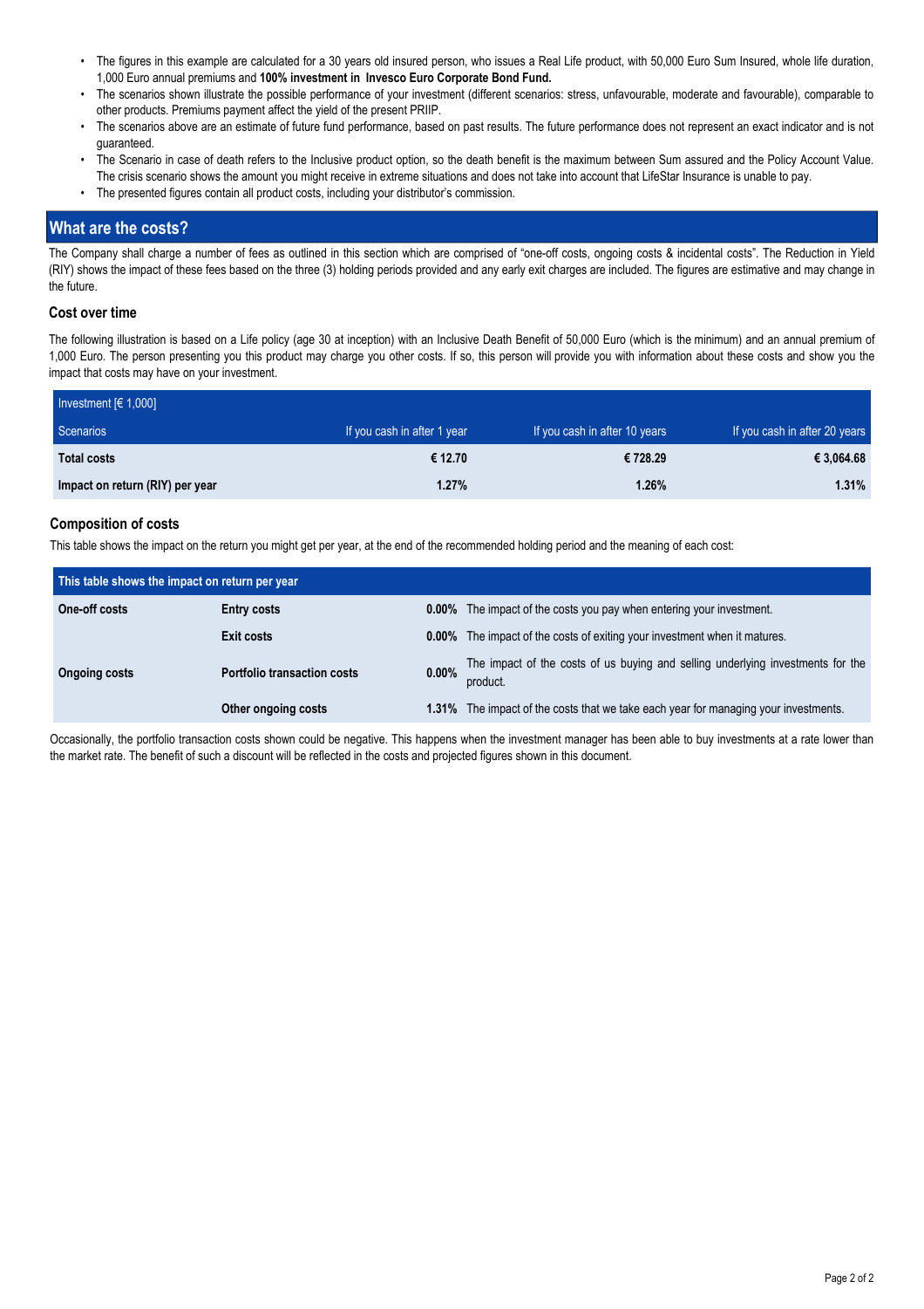- The figures in this example are calculated for a 30 years old insured person, who issues a Real Life product, with 50,000 Euro Sum Insured, whole life duration, 1,000 Euro annual premiums and **100% investment in Invesco Euro Corporate Bond Fund.**
- The scenarios shown illustrate the possible performance of your investment (different scenarios: stress, unfavourable, moderate and favourable), comparable to other products. Premiums payment affect the yield of the present PRIIP.
- The scenarios above are an estimate of future fund performance, based on past results. The future performance does not represent an exact indicator and is not guaranteed.
- The Scenario in case of death refers to the Inclusive product option, so the death benefit is the maximum between Sum assured and the Policy Account Value. The crisis scenario shows the amount you might receive in extreme situations and does not take into account that LifeStar Insurance is unable to pay.
- The presented figures contain all product costs, including your distributor's commission.

## What are the costs?

The Company shall charge a number of fees as outlined in this section which are comprised of "one-off costs, ongoing costs & incidental costs". The Reduction in Yield (RIY) shows the impact of these fees based on the three (3) holding periods provided and any early exit charges are included. The figures are estimative and may change in the future.

### Cost over time

The following illustration is based on a Life policy (age 30 at inception) with an Inclusive Death Benefit of 50,000 Euro (which is the minimum) and an annual premium of 1,000 Euro. The person presenting you this product may charge you other costs. If so, this person will provide you with information about these costs and show you the impact that costs may have on your investment.

| Investment [€ 1,000] | | | |
|---|---|---|---|
| Scenarios | If you cash in after 1 year | If you cash in after 10 years | If you cash in after 20 years |
| **Total costs** | **€ 12.70** | **€ 728.29** | **€ 3,064.68** |
| **Impact on return (RIY) per year** | **1.27%** | **1.26%** | **1.31%** |

### Composition of costs

This table shows the impact on the return you might get per year, at the end of the recommended holding period and the meaning of each cost:

| This table shows the impact on return per year | | | |
|---|---|---|---|
| **One-off costs** | **Entry costs** | **0.00%** | The impact of the costs you pay when entering your investment. |
| | **Exit costs** | **0.00%** | The impact of the costs of exiting your investment when it matures. |
| **Ongoing costs** | **Portfolio transaction costs** | **0.00%** | The impact of the costs of us buying and selling underlying investments for the product. |
| | **Other ongoing costs** | **1.31%** | The impact of the costs that we take each year for managing your investments. |

Occasionally, the portfolio transaction costs shown could be negative. This happens when the investment manager has been able to buy investments at a rate lower than the market rate. The benefit of such a discount will be reflected in the costs and projected figures shown in this document.